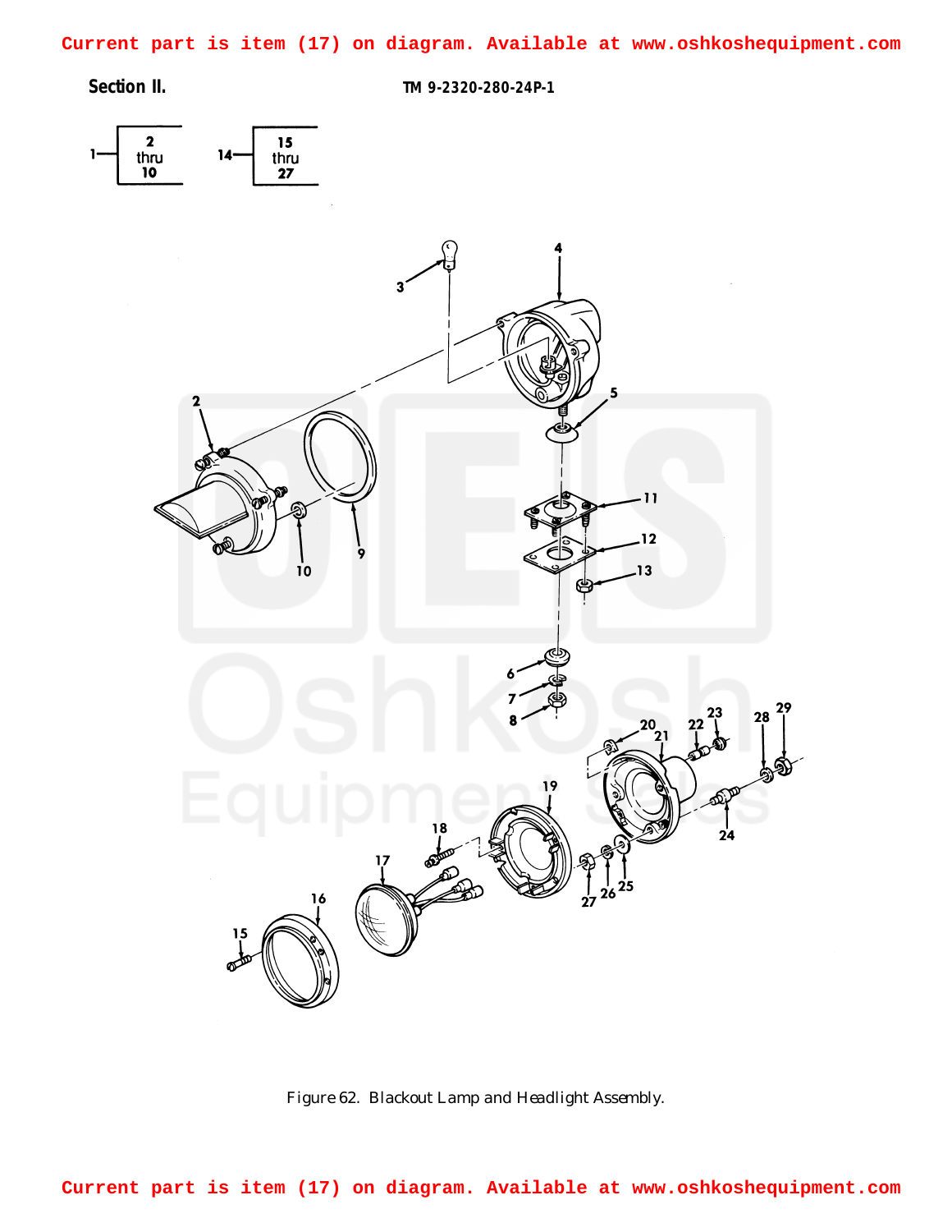Current part is item (17) on diagram. Available at www.oshkoshequipment.com

Section II.

TM 9-2320-280-24P-1

Figure 62. Blackout Lamp and Headlight Assembly.

Current part is item (17) on diagram. Available at www.oshkoshequipment.com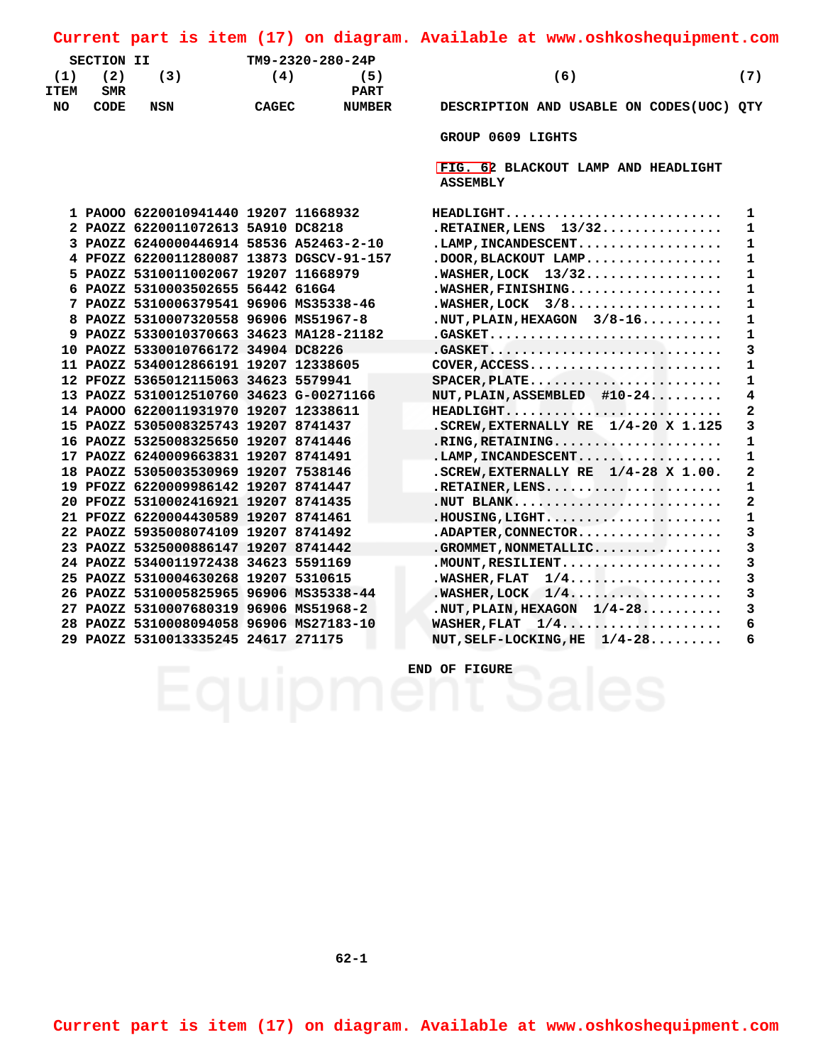Current part is item (17) on diagram. Available at www.oshkoshequipment.com

SECTION II TM9-2320-280-24P

| (1) ITEM NO | (2) SMR CODE | (3) NSN | (4) CAGEC | (5) PART NUMBER | (6) DESCRIPTION AND USABLE ON CODES(UOC) | (7) QTY |
|---|---|---|---|---|---|---|
| | | | | | GROUP 0609 LIGHTS | |
| | | | | | FIG. 62 BLACKOUT LAMP AND HEADLIGHT ASSEMBLY | |
| 1 | PAOOO | 6220010941440 | 19207 | 11668932 | HEADLIGHT........................... | 1 |
| 2 | PAOZZ | 6220011072613 | 5A910 | DC8218 | .RETAINER,LENS 13/32............... | 1 |
| 3 | PAOZZ | 6240000446914 | 58536 | A52463-2-10 | .LAMP,INCANDESCENT.................. | 1 |
| 4 | PFOZZ | 6220011280087 | 13873 | DGSCV-91-157 | .DOOR,BLACKOUT LAMP................. | 1 |
| 5 | PAOZZ | 5310011002067 | 19207 | 11668979 | .WASHER,LOCK 13/32................. | 1 |
| 6 | PAOZZ | 5310003502655 | 56442 | 616G4 | .WASHER,FINISHING................... | 1 |
| 7 | PAOZZ | 5310006379541 | 96906 | MS35338-46 | .WASHER,LOCK 3/8................... | 1 |
| 8 | PAOZZ | 5310007320558 | 96906 | MS51967-8 | .NUT,PLAIN,HEXAGON 3/8-16.......... | 1 |
| 9 | PAOZZ | 5330010370663 | 34623 | MA128-21182 | .GASKET............................. | 1 |
| 10 | PAOZZ | 5330010766172 | 34904 | DC8226 | .GASKET............................. | 3 |
| 11 | PAOZZ | 5340012866191 | 19207 | 12338605 | COVER,ACCESS........................ | 1 |
| 12 | PFOZZ | 5365012115063 | 34623 | 5579941 | SPACER,PLATE........................ | 1 |
| 13 | PAOZZ | 5310012510760 | 34623 | G-00271166 | NUT,PLAIN,ASSEMBLED #10-24......... | 4 |
| 14 | PAOOO | 6220011931970 | 19207 | 12338611 | HEADLIGHT........................... | 2 |
| 15 | PAOZZ | 5305008325743 | 19207 | 8741437 | .SCREW,EXTERNALLY RE 1/4-20 X 1.125 | 3 |
| 16 | PAOZZ | 5325008325650 | 19207 | 8741446 | .RING,RETAINING..................... | 1 |
| 17 | PAOZZ | 6240009663831 | 19207 | 8741491 | .LAMP,INCANDESCENT.................. | 1 |
| 18 | PAOZZ | 5305003530969 | 19207 | 7538146 | .SCREW,EXTERNALLY RE 1/4-28 X 1.00. | 2 |
| 19 | PFOZZ | 6220009986142 | 19207 | 8741447 | .RETAINER,LENS...................... | 1 |
| 20 | PFOZZ | 5310002416921 | 19207 | 8741435 | .NUT BLANK.......................... | 2 |
| 21 | PFOZZ | 6220004430589 | 19207 | 8741461 | .HOUSING,LIGHT...................... | 1 |
| 22 | PAOZZ | 5935008074109 | 19207 | 8741492 | .ADAPTER,CONNECTOR.................. | 3 |
| 23 | PAOZZ | 5325000886147 | 19207 | 8741442 | .GROMMET,NONMETALLIC................ | 3 |
| 24 | PAOZZ | 5340011972438 | 34623 | 5591169 | .MOUNT,RESILIENT.................... | 3 |
| 25 | PAOZZ | 5310004630268 | 19207 | 5310615 | .WASHER,FLAT 1/4................... | 3 |
| 26 | PAOZZ | 5310005825965 | 96906 | MS35338-44 | .WASHER,LOCK 1/4................... | 3 |
| 27 | PAOZZ | 5310007680319 | 96906 | MS51968-2 | .NUT,PLAIN,HEXAGON 1/4-28.......... | 3 |
| 28 | PAOZZ | 5310008094058 | 96906 | MS27183-10 | WASHER,FLAT 1/4.................... | 6 |
| 29 | PAOZZ | 5310013335245 | 24617 | 271175 | NUT,SELF-LOCKING,HE 1/4-28......... | 6 |

END OF FIGURE

Current part is item (17) on diagram. Available at www.oshkoshequipment.com